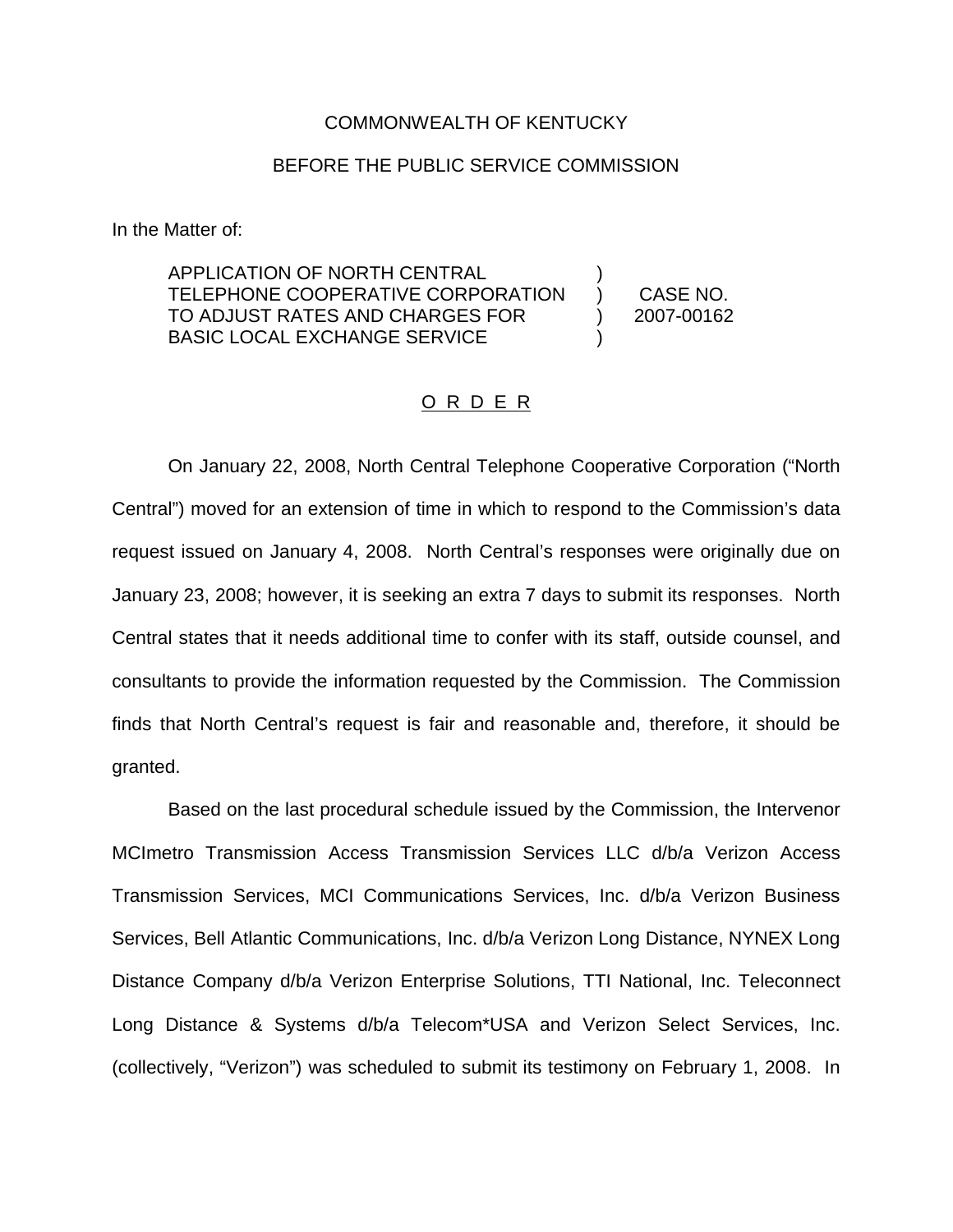COMMONWEALTH OF KENTUCKY

BEFORE THE PUBLIC SERVICE COMMISSION

In the Matter of:

| | | |
|---|---|---|
| APPLICATION OF NORTH CENTRAL TELEPHONE COOPERATIVE CORPORATION TO ADJUST RATES AND CHARGES FOR BASIC LOCAL EXCHANGE SERVICE | ) ) ) ) | CASE NO. 2007-00162 |

O R D E R

On January 22, 2008, North Central Telephone Cooperative Corporation ("North Central") moved for an extension of time in which to respond to the Commission's data request issued on January 4, 2008. North Central's responses were originally due on January 23, 2008; however, it is seeking an extra 7 days to submit its responses. North Central states that it needs additional time to confer with its staff, outside counsel, and consultants to provide the information requested by the Commission. The Commission finds that North Central's request is fair and reasonable and, therefore, it should be granted.

Based on the last procedural schedule issued by the Commission, the Intervenor MCImetro Transmission Access Transmission Services LLC d/b/a Verizon Access Transmission Services, MCI Communications Services, Inc. d/b/a Verizon Business Services, Bell Atlantic Communications, Inc. d/b/a Verizon Long Distance, NYNEX Long Distance Company d/b/a Verizon Enterprise Solutions, TTI National, Inc. Teleconnect Long Distance & Systems d/b/a Telecom*USA and Verizon Select Services, Inc. (collectively, "Verizon") was scheduled to submit its testimony on February 1, 2008. In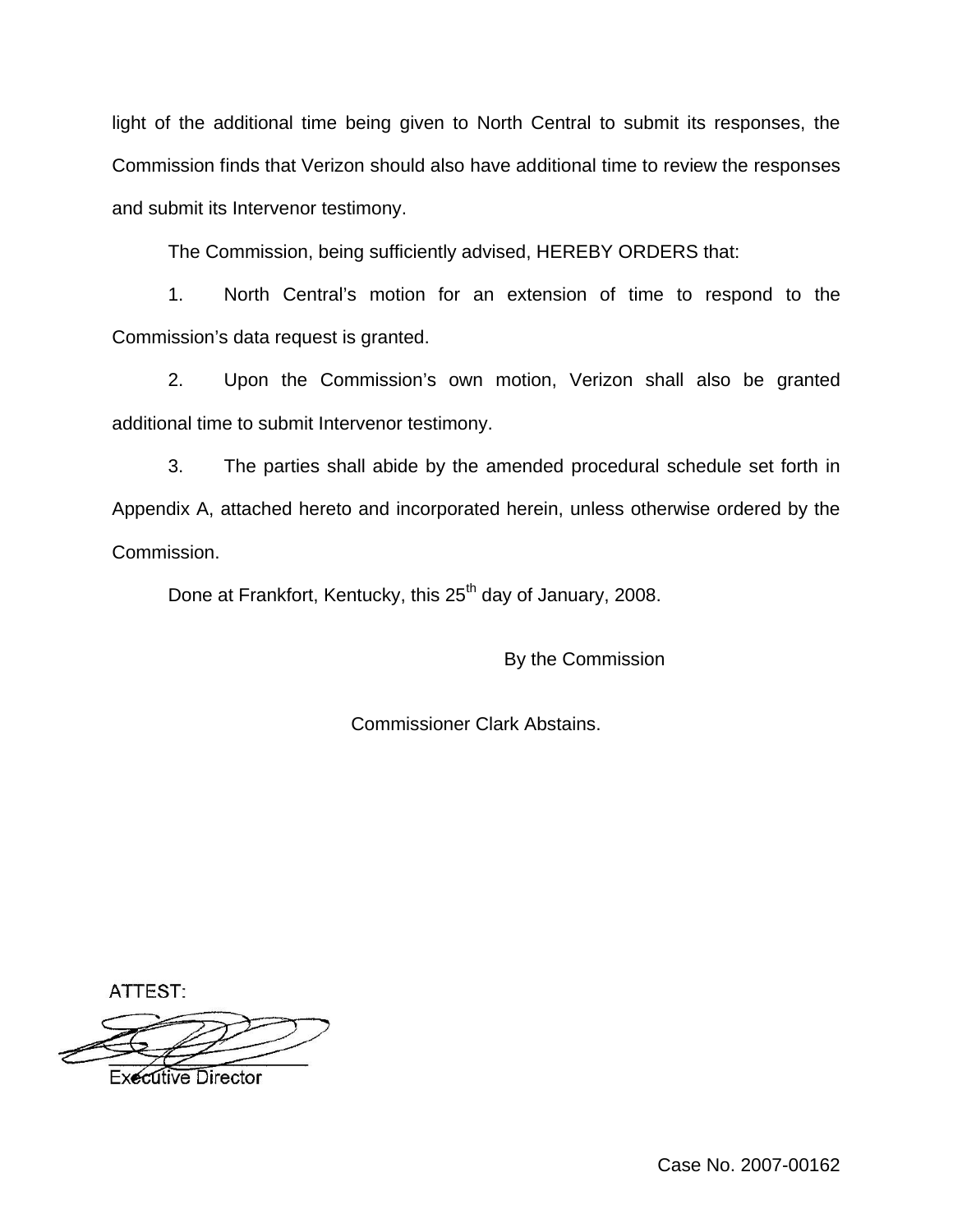light of the additional time being given to North Central to submit its responses, the Commission finds that Verizon should also have additional time to review the responses and submit its Intervenor testimony.

The Commission, being sufficiently advised, HEREBY ORDERS that:

1. North Central's motion for an extension of time to respond to the Commission's data request is granted.

2. Upon the Commission's own motion, Verizon shall also be granted additional time to submit Intervenor testimony.

3. The parties shall abide by the amended procedural schedule set forth in Appendix A, attached hereto and incorporated herein, unless otherwise ordered by the Commission.

Done at Frankfort, Kentucky, this 25th day of January, 2008.

By the Commission

Commissioner Clark Abstains.

ATTEST:

Executive Director

Case No. 2007-00162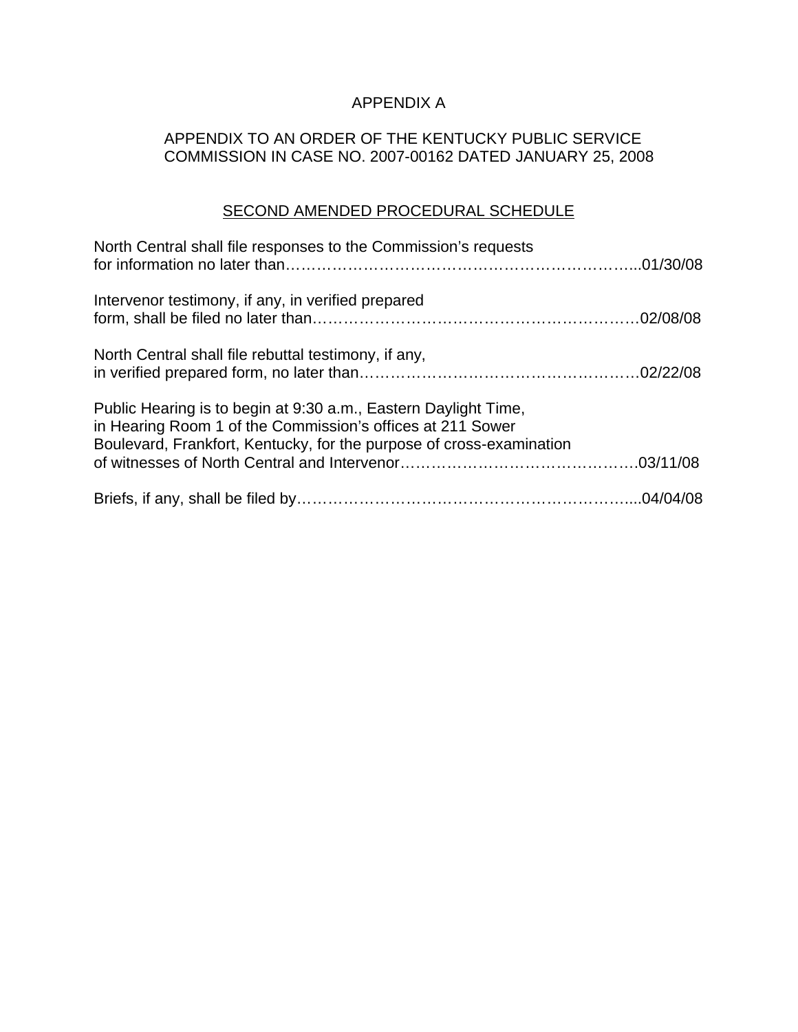APPENDIX A

APPENDIX TO AN ORDER OF THE KENTUCKY PUBLIC SERVICE COMMISSION IN CASE NO. 2007-00162 DATED JANUARY 25, 2008

SECOND AMENDED PROCEDURAL SCHEDULE

North Central shall file responses to the Commission's requests for information no later than.....................................................................01/30/08

Intervenor testimony, if any, in verified prepared form, shall be filed no later than.................................................................02/08/08

North Central shall file rebuttal testimony, if any, in verified prepared form, no later than.....................................................02/22/08

Public Hearing is to begin at 9:30 a.m., Eastern Daylight Time, in Hearing Room 1 of the Commission's offices at 211 Sower Boulevard, Frankfort, Kentucky, for the purpose of cross-examination of witnesses of North Central and Intervenor...........................................03/11/08

Briefs, if any, shall be filed by...................................................................04/04/08